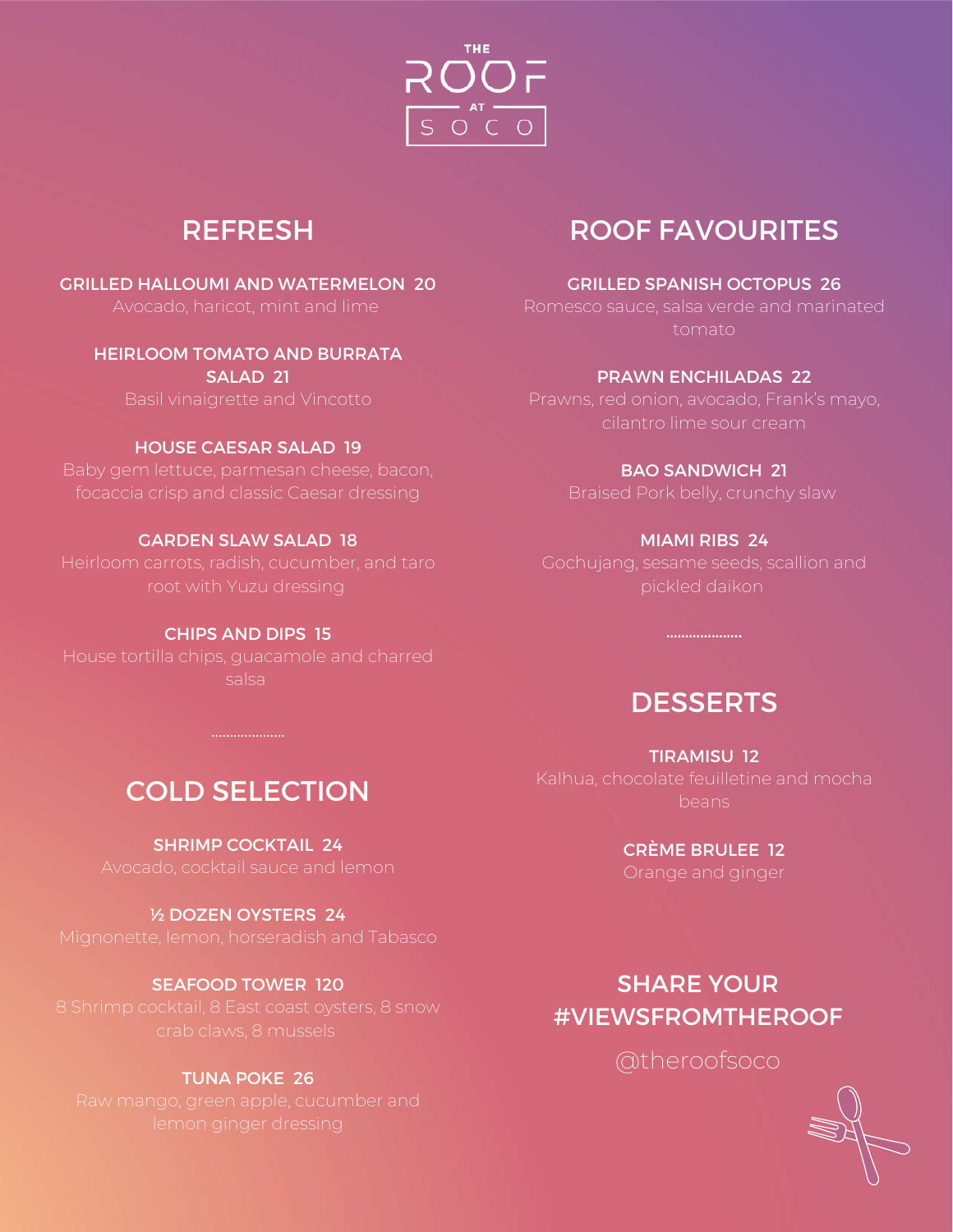# THE ROOF AT SOCO

## REFRESH

**GRILLED HALLOUMI AND WATERMELON 20**
Avocado, haricot, mint and lime

**HEIRLOOM TOMATO AND BURRATA SALAD 21**
Basil vinaigrette and Vincotto

**HOUSE CAESAR SALAD 19**
Baby gem lettuce, parmesan cheese, bacon, focaccia crisp and classic Caesar dressing

**GARDEN SLAW SALAD 18**
Heirloom carrots, radish, cucumber, and taro root with Yuzu dressing

**CHIPS AND DIPS 15**
House tortilla chips, guacamole and charred salsa

## COLD SELECTION

**SHRIMP COCKTAIL 24**
Avocado, cocktail sauce and lemon

**½ DOZEN OYSTERS 24**
Mignonette, lemon, horseradish and Tabasco

**SEAFOOD TOWER 120**
8 Shrimp cocktail, 8 East coast oysters, 8 snow crab claws, 8 mussels

**TUNA POKE 26**
Raw mango, green apple, cucumber and lemon ginger dressing

## ROOF FAVOURITES

**GRILLED SPANISH OCTOPUS 26**
Romesco sauce, salsa verde and marinated tomato

**PRAWN ENCHILADAS 22**
Prawns, red onion, avocado, Frank's mayo, cilantro lime sour cream

**BAO SANDWICH 21**
Braised Pork belly, crunchy slaw

**MIAMI RIBS 24**
Gochujang, sesame seeds, scallion and pickled daikon

## DESSERTS

**TIRAMISU 12**
Kalhua, chocolate feuilletine and mocha beans

**CRÈME BRULEE 12**
Orange and ginger

## SHARE YOUR #VIEWSFROMTHEROOF

@theroofsoco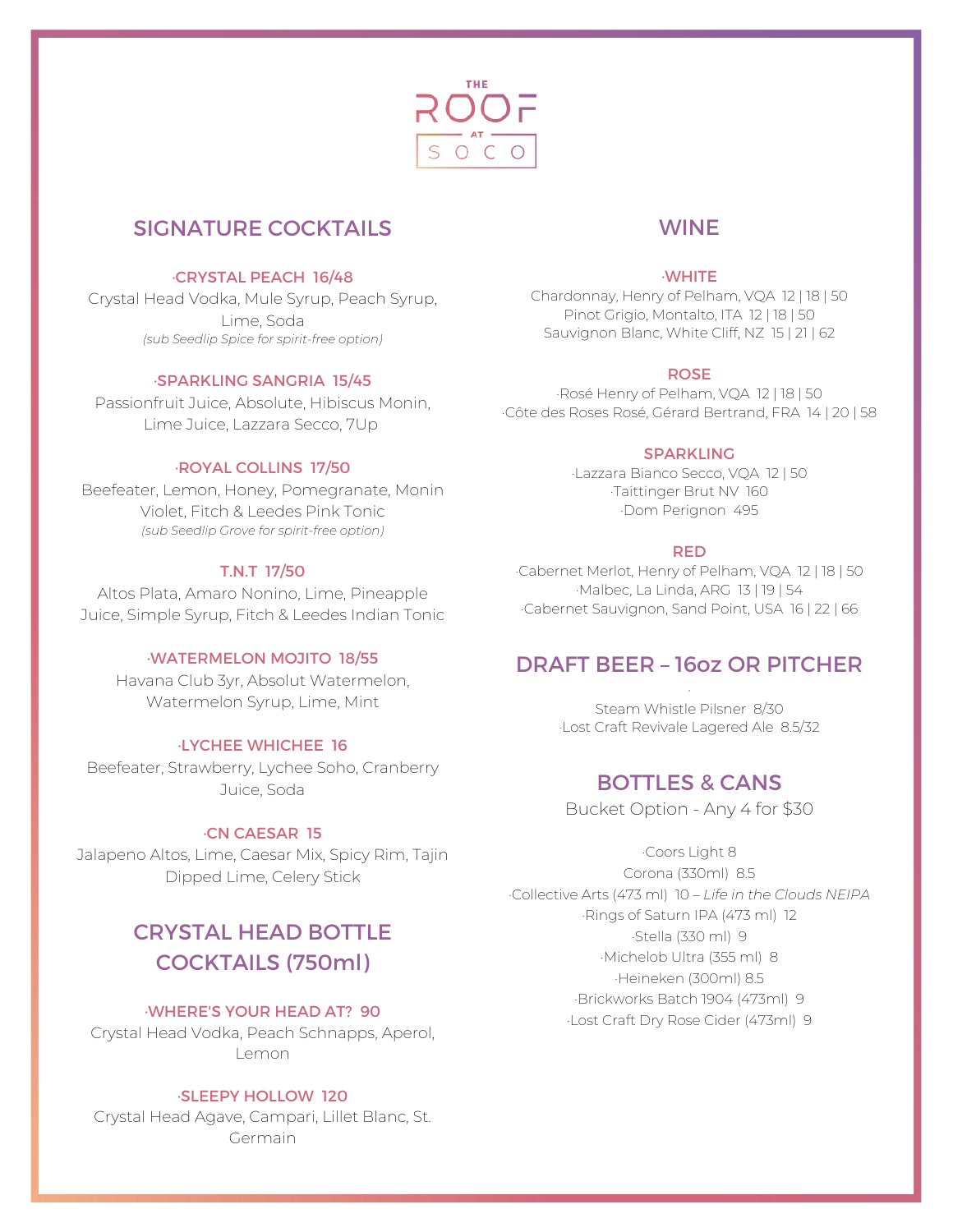THE ROOF AT SOCO

## SIGNATURE COCKTAILS

### ·CRYSTAL PEACH 16/48
Crystal Head Vodka, Mule Syrup, Peach Syrup, Lime, Soda
*(sub Seedlip Spice for spirit-free option)*

### ·SPARKLING SANGRIA 15/45
Passionfruit Juice, Absolute, Hibiscus Monin, Lime Juice, Lazzara Secco, 7Up

### ·ROYAL COLLINS 17/50
Beefeater, Lemon, Honey, Pomegranate, Monin Violet, Fitch & Leedes Pink Tonic
*(sub Seedlip Grove for spirit-free option)*

### T.N.T 17/50
Altos Plata, Amaro Nonino, Lime, Pineapple Juice, Simple Syrup, Fitch & Leedes Indian Tonic

### ·WATERMELON MOJITO 18/55
Havana Club 3yr, Absolut Watermelon, Watermelon Syrup, Lime, Mint

### ·LYCHEE WHICHEE 16
Beefeater, Strawberry, Lychee Soho, Cranberry Juice, Soda

### ·CN CAESAR 15
Jalapeno Altos, Lime, Caesar Mix, Spicy Rim, Tajin Dipped Lime, Celery Stick

## CRYSTAL HEAD BOTTLE COCKTAILS (750ml)

### ·WHERE'S YOUR HEAD AT? 90
Crystal Head Vodka, Peach Schnapps, Aperol, Lemon

### ·SLEEPY HOLLOW 120
Crystal Head Agave, Campari, Lillet Blanc, St. Germain

## WINE

### ·WHITE
Chardonnay, Henry of Pelham, VQA 12 | 18 | 50
Pinot Grigio, Montalto, ITA 12 | 18 | 50
Sauvignon Blanc, White Cliff, NZ 15 | 21 | 62

### ROSE
·Rosé Henry of Pelham, VQA 12 | 18 | 50
·Côte des Roses Rosé, Gérard Bertrand, FRA 14 | 20 | 58

### SPARKLING
·Lazzara Bianco Secco, VQA 12 | 50
·Taittinger Brut NV 160
·Dom Perignon 495

### RED
·Cabernet Merlot, Henry of Pelham, VQA 12 | 18 | 50
·Malbec, La Linda, ARG 13 | 19 | 54
·Cabernet Sauvignon, Sand Point, USA 16 | 22 | 66

## DRAFT BEER – 16oz OR PITCHER

·Steam Whistle Pilsner 8/30
·Lost Craft Revivale Lagered Ale 8.5/32

## BOTTLES & CANS

Bucket Option - Any 4 for $30

·Coors Light 8
Corona (330ml) 8.5
·Collective Arts (473 ml) 10 – *Life in the Clouds NEIPA*
·Rings of Saturn IPA (473 ml) 12
·Stella (330 ml) 9
·Michelob Ultra (355 ml) 8
·Heineken (300ml) 8.5
·Brickworks Batch 1904 (473ml) 9
·Lost Craft Dry Rose Cider (473ml) 9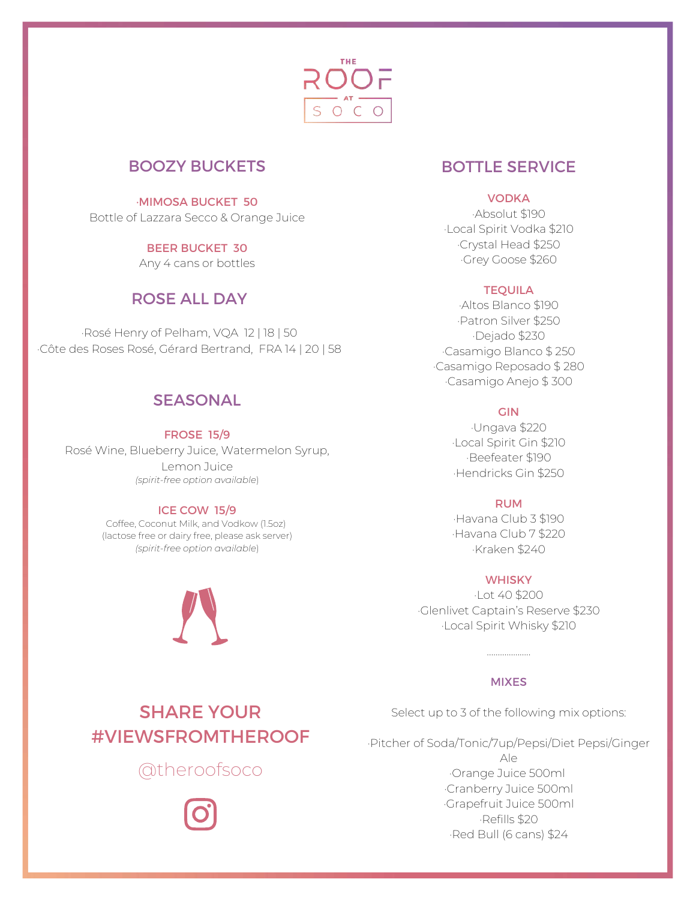# THE ROOF AT SOCO

## BOOZY BUCKETS

**·MIMOSA BUCKET 50**
Bottle of Lazzara Secco & Orange Juice

**BEER BUCKET 30**
Any 4 cans or bottles

## ROSE ALL DAY

·Rosé Henry of Pelham, VQA 12 | 18 | 50
·Côte des Roses Rosé, Gérard Bertrand, FRA 14 | 20 | 58

## SEASONAL

**FROSE 15/9**
Rosé Wine, Blueberry Juice, Watermelon Syrup, Lemon Juice
*(spirit-free option available)*

**ICE COW 15/9**
Coffee, Coconut Milk, and Vodkow (1.5oz)
(lactose free or dairy free, please ask server)
*(spirit-free option available)*

## SHARE YOUR #VIEWSFROMTHEROOF

@theroofsoco

## BOTTLE SERVICE

### VODKA

·Absolut $190
·Local Spirit Vodka $210
·Crystal Head $250
·Grey Goose $260

### TEQUILA

·Altos Blanco $190
·Patron Silver $250
·Dejado $230
·Casamigo Blanco $ 250
·Casamigo Reposado $ 280
·Casamigo Anejo $ 300

### GIN

·Ungava $220
·Local Spirit Gin $210
·Beefeater $190
·Hendricks Gin $250

### RUM

·Havana Club 3 $190
·Havana Club 7 $220
·Kraken $240

### WHISKY

·Lot 40 $200
·Glenlivet Captain's Reserve $230
·Local Spirit Whisky $210

### MIXES

Select up to 3 of the following mix options:

·Pitcher of Soda/Tonic/7up/Pepsi/Diet Pepsi/Ginger Ale
·Orange Juice 500ml
·Cranberry Juice 500ml
·Grapefruit Juice 500ml
·Refills $20
·Red Bull (6 cans) $24